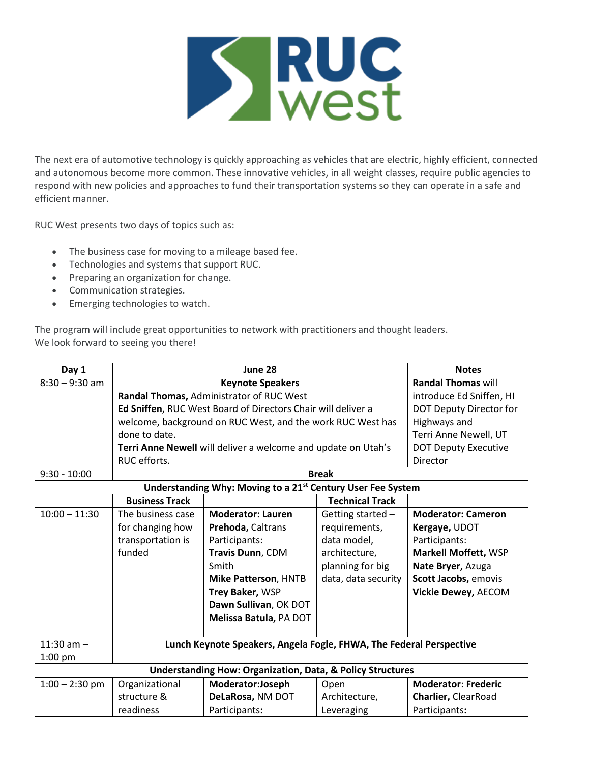# RUC west

The next era of automotive technology is quickly approaching as vehicles that are electric, highly efficient, connected and autonomous become more common. These innovative vehicles, in all weight classes, require public agencies to respond with new policies and approaches to fund their transportation systems so they can operate in a safe and efficient manner.

RUC West presents two days of topics such as:

- The business case for moving to a mileage based fee.
- Technologies and systems that support RUC.
- Preparing an organization for change.
- Communication strategies.
- Emerging technologies to watch.

The program will include great opportunities to network with practitioners and thought leaders.
We look forward to seeing you there!

| Day 1 | June 28 | | | | Notes |
|---|---|---|---|---|---|
| 8:30 – 9:30 am | **Keynote Speakers**<br>**Randal Thomas,** Administrator of RUC West<br>**Ed Sniffen**, RUC West Board of Directors Chair will deliver a welcome, background on RUC West, and the work RUC West has done to date.<br>**Terri Anne Newell** will deliver a welcome and update on Utah's RUC efforts. | | | | **Randal Thomas** will introduce Ed Sniffen, HI DOT Deputy Director for Highways and Terri Anne Newell, UT DOT Deputy Executive Director |
| 9:30 - 10:00 | **Break** | | | | |
| **Understanding Why: Moving to a 21st Century User Fee System** | | | | | |
| | **Business Track** | | **Technical Track** | | |
| 10:00 – 11:30 | The business case for changing how transportation is funded | **Moderator: Lauren Prehoda,** Caltrans<br>Participants:<br>**Travis Dunn**, CDM Smith<br>**Mike Patterson**, HNTB<br>**Trey Baker,** WSP<br>**Dawn Sullivan**, OK DOT<br>**Melissa Batula,** PA DOT | Getting started – requirements, data model, architecture, planning for big data, data security | **Moderator: Cameron Kergaye,** UDOT<br>Participants:<br>**Markell Moffett,** WSP<br>**Nate Bryer,** Azuga<br>**Scott Jacobs,** emovis<br>**Vickie Dewey,** AECOM | |
| 11:30 am – 1:00 pm | **Lunch Keynote Speakers, Angela Fogle, FHWA, The Federal Perspective** | | | | |
| **Understanding How: Organization, Data, & Policy Structures** | | | | | |
| 1:00 – 2:30 pm | Organizational structure & readiness | **Moderator:Joseph DeLaRosa,** NM DOT<br>Participants**:** | Open Architecture, Leveraging | **Moderator**: **Frederic Charlier,** ClearRoad<br>Participants**:** | |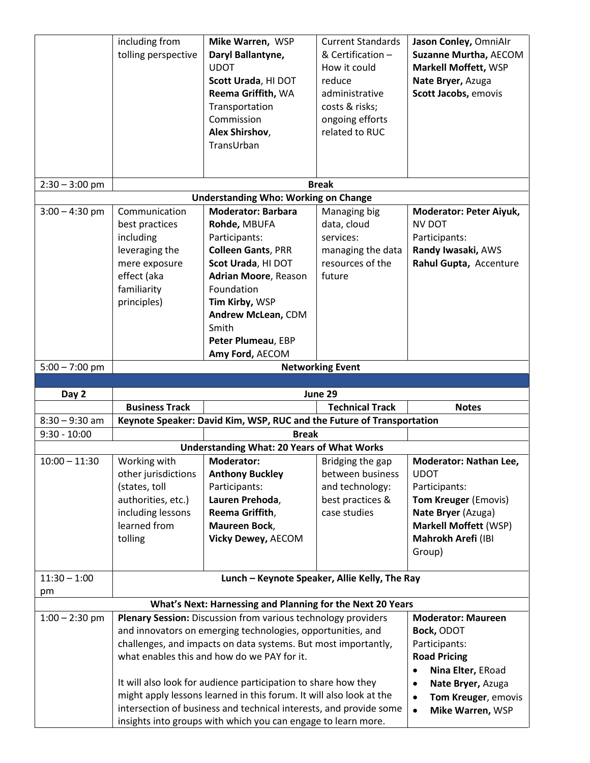| | | | | |
|---|---|---|---|---|
| | including from tolling perspective | **Mike Warren,** WSP **Daryl Ballantyne,** UDOT **Scott Urada**, HI DOT **Reema Griffith,** WA Transportation Commission **Alex Shirshov**, TransUrban | Current Standards & Certification – How it could reduce administrative costs & risks; ongoing efforts related to RUC | **Jason Conley,** OmniAIr **Suzanne Murtha,** AECOM **Markell Moffett,** WSP **Nate Bryer,** Azuga **Scott Jacobs,** emovis |
| 2:30 – 3:00 pm | **Break** | | | |
| **Understanding Who: Working on Change** | | | | |
| 3:00 – 4:30 pm | Communication best practices including leveraging the mere exposure effect (aka familiarity principles) | **Moderator: Barbara Rohde,** MBUFA Participants: **Colleen Gants**, PRR **Scot Urada**, HI DOT **Adrian Moore**, Reason Foundation **Tim Kirby,** WSP **Andrew McLean,** CDM Smith **Peter Plumeau**, EBP **Amy Ford,** AECOM | Managing big data, cloud services: managing the data resources of the future | **Moderator: Peter Aiyuk,** NV DOT Participants: **Randy Iwasaki,** AWS **Rahul Gupta,** Accenture |
| 5:00 – 7:00 pm | **Networking Event** | | | |
| | | | | |
| **Day 2** | **June 29** | | | |
| | **Business Track** | | **Technical Track** | **Notes** |
| 8:30 – 9:30 am | **Keynote Speaker: David Kim, WSP, RUC and the Future of Transportation** | | | |
| 9:30 - 10:00 | | **Break** | | |
| **Understanding What: 20 Years of What Works** | | | | |
| 10:00 – 11:30 | Working with other jurisdictions (states, toll authorities, etc.) including lessons learned from tolling | **Moderator: Anthony Buckley** Participants: **Lauren Prehoda**, **Reema Griffith**, **Maureen Bock**, **Vicky Dewey,** AECOM | Bridging the gap between business and technology: best practices & case studies | **Moderator: Nathan Lee,** UDOT Participants: **Tom Kreuger** (Emovis) **Nate Bryer** (Azuga) **Markell Moffett** (WSP) **Mahrokh Arefi** (IBI Group) |
| 11:30 – 1:00 pm | **Lunch – Keynote Speaker, Allie Kelly, The Ray** | | | |
| **What's Next: Harnessing and Planning for the Next 20 Years** | | | | |
| 1:00 – 2:30 pm | **Plenary Session:** Discussion from various technology providers and innovators on emerging technologies, opportunities, and challenges, and impacts on data systems. But most importantly, what enables this and how do we PAY for it. It will also look for audience participation to share how they might apply lessons learned in this forum. It will also look at the intersection of business and technical interests, and provide some insights into groups with which you can engage to learn more. | | | **Moderator: Maureen Bock,** ODOT Participants: **Road Pricing** • **Nina Elter,** ERoad • **Nate Bryer,** Azuga • **Tom Kreuger**, emovis • **Mike Warren,** WSP |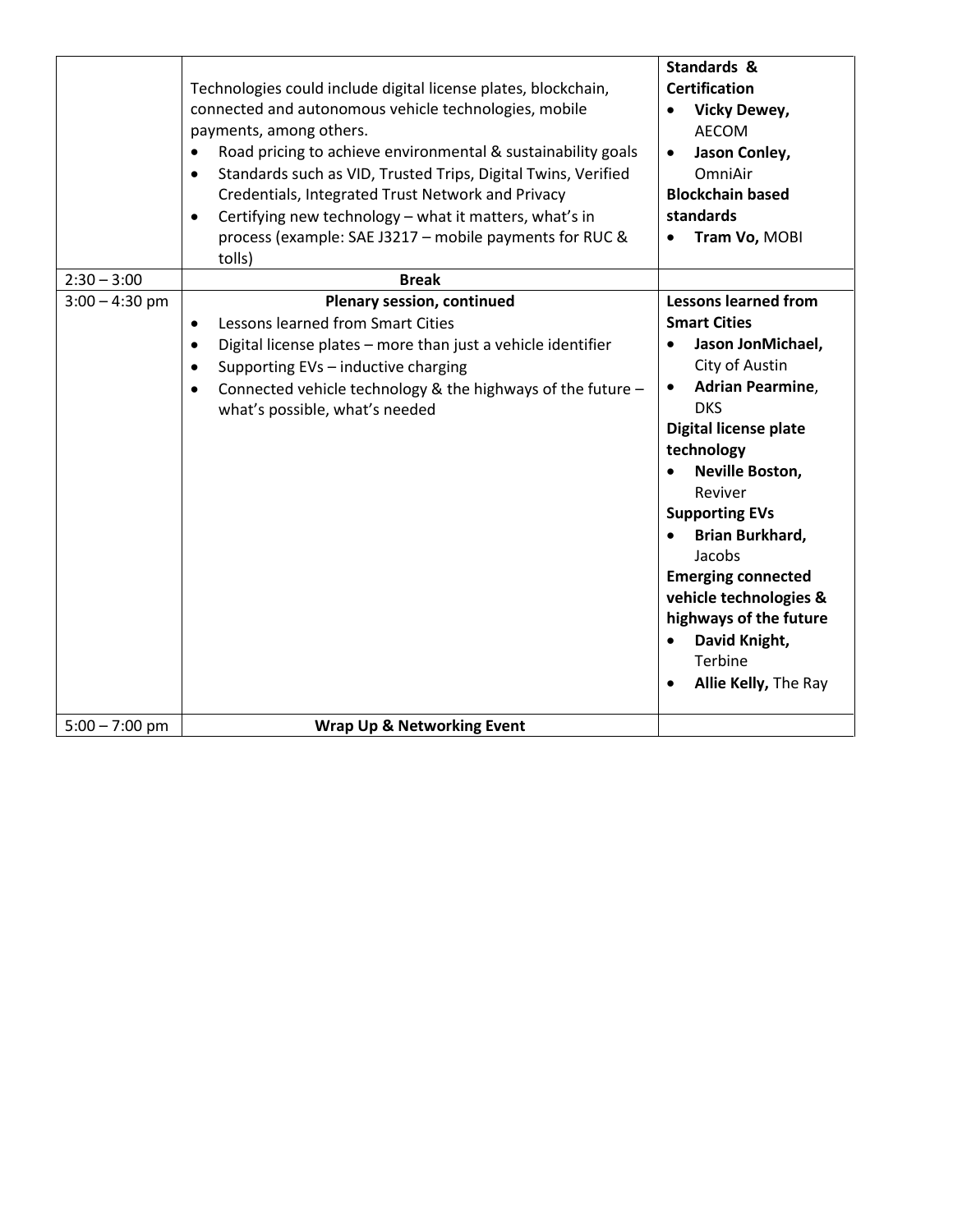| | | |
|---|---|---|
| | Technologies could include digital license plates, blockchain, connected and autonomous vehicle technologies, mobile payments, among others.<br>• Road pricing to achieve environmental & sustainability goals<br>• Standards such as VID, Trusted Trips, Digital Twins, Verified Credentials, Integrated Trust Network and Privacy<br>• Certifying new technology – what it matters, what's in process (example: SAE J3217 – mobile payments for RUC & tolls) | **Standards & Certification**<br>• **Vicky Dewey,** AECOM<br>• **Jason Conley,** OmniAir<br>**Blockchain based standards**<br>• **Tram Vo,** MOBI |
| 2:30 – 3:00 | **Break** | |
| 3:00 – 4:30 pm | **Plenary session, continued**<br>• Lessons learned from Smart Cities<br>• Digital license plates – more than just a vehicle identifier<br>• Supporting EVs – inductive charging<br>• Connected vehicle technology & the highways of the future – what's possible, what's needed | **Lessons learned from Smart Cities**<br>• **Jason JonMichael,** City of Austin<br>• **Adrian Pearmine**, DKS<br>**Digital license plate technology**<br>• **Neville Boston,** Reviver<br>**Supporting EVs**<br>• **Brian Burkhard,** Jacobs<br>**Emerging connected vehicle technologies & highways of the future**<br>• **David Knight,** Terbine<br>• **Allie Kelly,** The Ray |
| 5:00 – 7:00 pm | **Wrap Up & Networking Event** | |